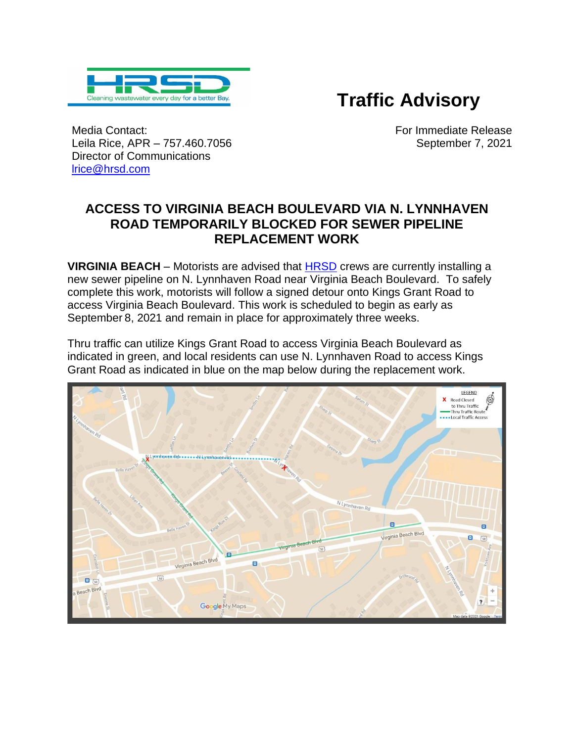HRSD — Cleaning wastewater every day for a better Bay.

# Traffic Advisory

Media Contact:
Leila Rice, APR – 757.460.7056
Director of Communications
lrice@hrsd.com

For Immediate Release
September 7, 2021

## ACCESS TO VIRGINIA BEACH BOULEVARD VIA N. LYNNHAVEN ROAD TEMPORARILY BLOCKED FOR SEWER PIPELINE REPLACEMENT WORK

**VIRGINIA BEACH** – Motorists are advised that HRSD crews are currently installing a new sewer pipeline on N. Lynnhaven Road near Virginia Beach Boulevard. To safely complete this work, motorists will follow a signed detour onto Kings Grant Road to access Virginia Beach Boulevard. This work is scheduled to begin as early as September 8, 2021 and remain in place for approximately three weeks.

Thru traffic can utilize Kings Grant Road to access Virginia Beach Boulevard as indicated in green, and local residents can use N. Lynnhaven Road to access Kings Grant Road as indicated in blue on the map below during the replacement work.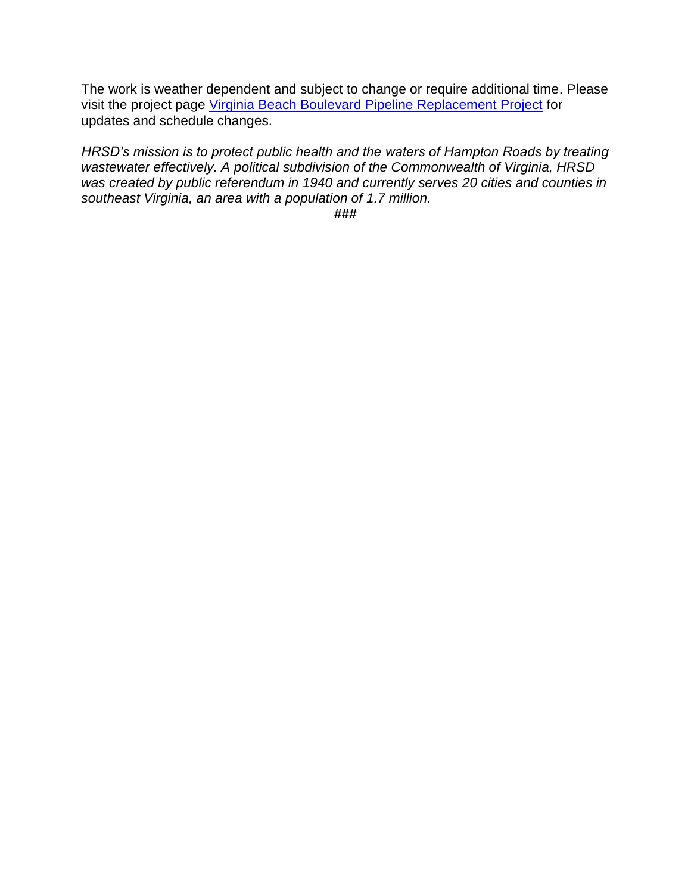The work is weather dependent and subject to change or require additional time. Please visit the project page Virginia Beach Boulevard Pipeline Replacement Project for updates and schedule changes.

*HRSD's mission is to protect public health and the waters of Hampton Roads by treating wastewater effectively. A political subdivision of the Commonwealth of Virginia, HRSD was created by public referendum in 1940 and currently serves 20 cities and counties in southeast Virginia, an area with a population of 1.7 million.*

###